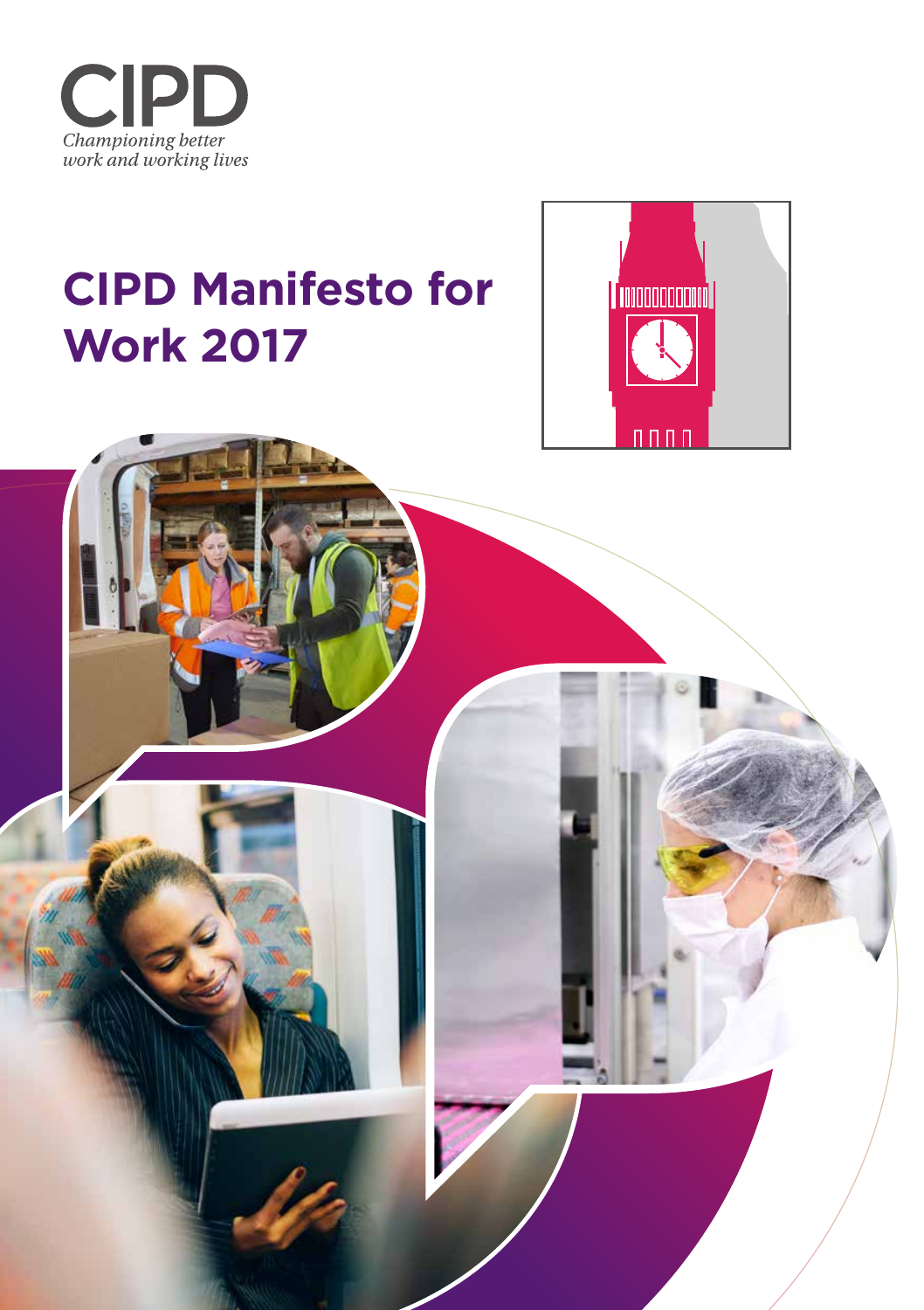CIPD

*Championing better work and working lives*

# CIPD Manifesto for Work 2017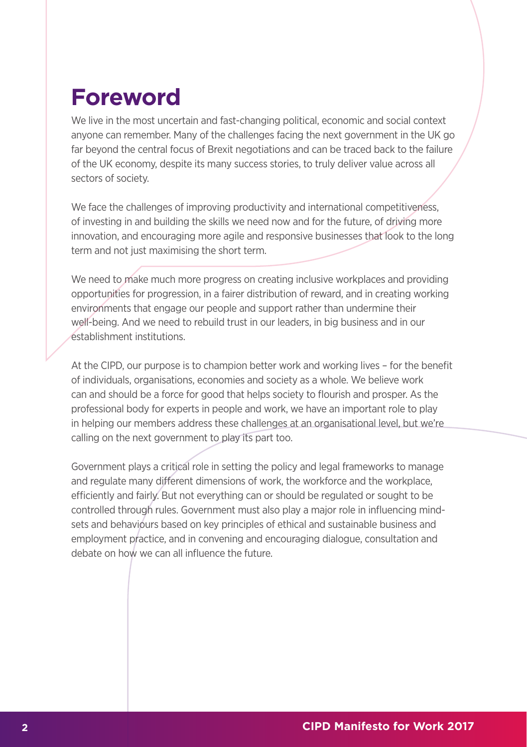# Foreword

We live in the most uncertain and fast-changing political, economic and social context anyone can remember. Many of the challenges facing the next government in the UK go far beyond the central focus of Brexit negotiations and can be traced back to the failure of the UK economy, despite its many success stories, to truly deliver value across all sectors of society.

We face the challenges of improving productivity and international competitiveness, of investing in and building the skills we need now and for the future, of driving more innovation, and encouraging more agile and responsive businesses that look to the long term and not just maximising the short term.

We need to make much more progress on creating inclusive workplaces and providing opportunities for progression, in a fairer distribution of reward, and in creating working environments that engage our people and support rather than undermine their well-being. And we need to rebuild trust in our leaders, in big business and in our establishment institutions.

At the CIPD, our purpose is to champion better work and working lives – for the benefit of individuals, organisations, economies and society as a whole. We believe work can and should be a force for good that helps society to flourish and prosper. As the professional body for experts in people and work, we have an important role to play in helping our members address these challenges at an organisational level, but we're calling on the next government to play its part too.

Government plays a critical role in setting the policy and legal frameworks to manage and regulate many different dimensions of work, the workforce and the workplace, efficiently and fairly. But not everything can or should be regulated or sought to be controlled through rules. Government must also play a major role in influencing mind-sets and behaviours based on key principles of ethical and sustainable business and employment practice, and in convening and encouraging dialogue, consultation and debate on how we can all influence the future.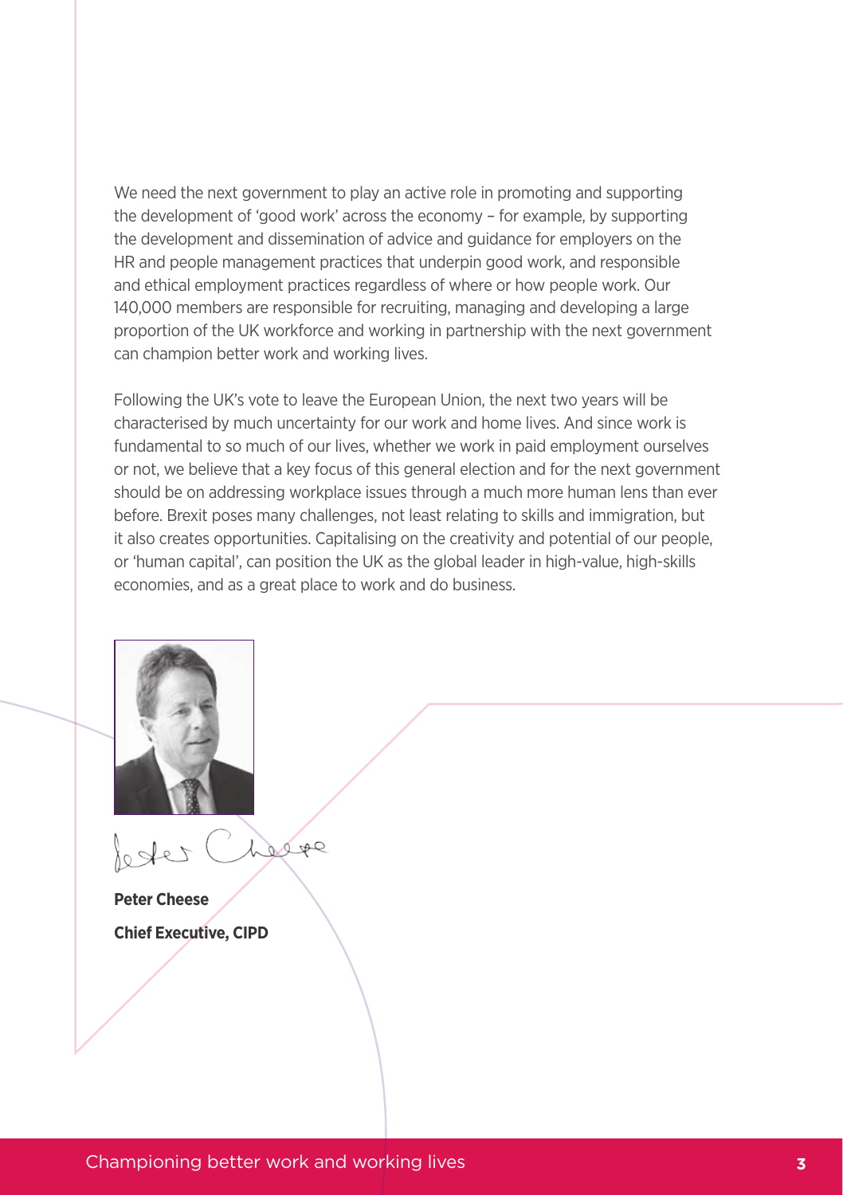We need the next government to play an active role in promoting and supporting the development of 'good work' across the economy – for example, by supporting the development and dissemination of advice and guidance for employers on the HR and people management practices that underpin good work, and responsible and ethical employment practices regardless of where or how people work. Our 140,000 members are responsible for recruiting, managing and developing a large proportion of the UK workforce and working in partnership with the next government can champion better work and working lives.

Following the UK's vote to leave the European Union, the next two years will be characterised by much uncertainty for our work and home lives. And since work is fundamental to so much of our lives, whether we work in paid employment ourselves or not, we believe that a key focus of this general election and for the next government should be on addressing workplace issues through a much more human lens than ever before. Brexit poses many challenges, not least relating to skills and immigration, but it also creates opportunities. Capitalising on the creativity and potential of our people, or 'human capital', can position the UK as the global leader in high-value, high-skills economies, and as a great place to work and do business.

**Peter Cheese**

**Chief Executive, CIPD**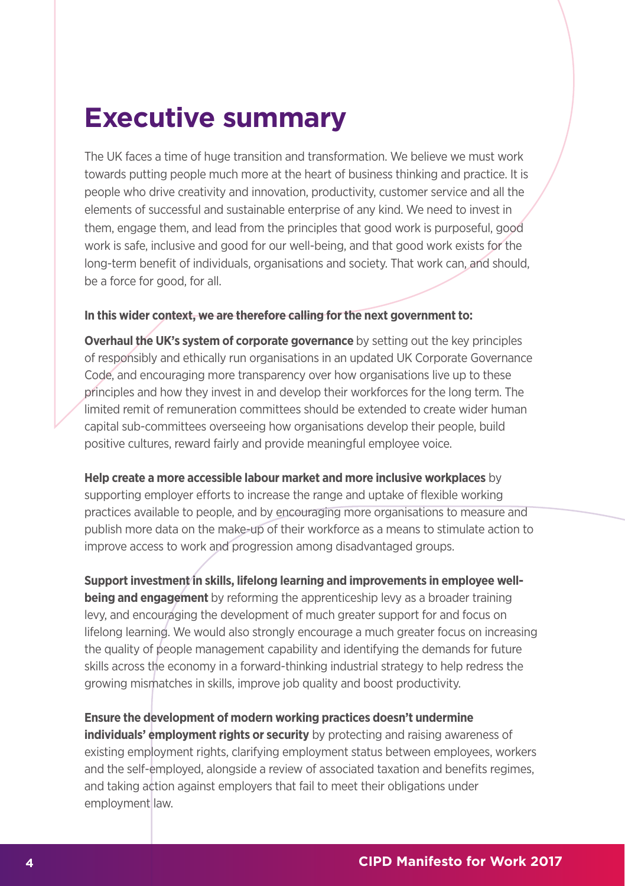# Executive summary

The UK faces a time of huge transition and transformation. We believe we must work towards putting people much more at the heart of business thinking and practice. It is people who drive creativity and innovation, productivity, customer service and all the elements of successful and sustainable enterprise of any kind. We need to invest in them, engage them, and lead from the principles that good work is purposeful, good work is safe, inclusive and good for our well-being, and that good work exists for the long-term benefit of individuals, organisations and society. That work can, and should, be a force for good, for all.

**In this wider context, we are therefore calling for the next government to:**

**Overhaul the UK's system of corporate governance** by setting out the key principles of responsibly and ethically run organisations in an updated UK Corporate Governance Code, and encouraging more transparency over how organisations live up to these principles and how they invest in and develop their workforces for the long term. The limited remit of remuneration committees should be extended to create wider human capital sub-committees overseeing how organisations develop their people, build positive cultures, reward fairly and provide meaningful employee voice.

**Help create a more accessible labour market and more inclusive workplaces** by supporting employer efforts to increase the range and uptake of flexible working practices available to people, and by encouraging more organisations to measure and publish more data on the make-up of their workforce as a means to stimulate action to improve access to work and progression among disadvantaged groups.

**Support investment in skills, lifelong learning and improvements in employee well-being and engagement** by reforming the apprenticeship levy as a broader training levy, and encouraging the development of much greater support for and focus on lifelong learning. We would also strongly encourage a much greater focus on increasing the quality of people management capability and identifying the demands for future skills across the economy in a forward-thinking industrial strategy to help redress the growing mismatches in skills, improve job quality and boost productivity.

**Ensure the development of modern working practices doesn't undermine individuals' employment rights or security** by protecting and raising awareness of existing employment rights, clarifying employment status between employees, workers and the self-employed, alongside a review of associated taxation and benefits regimes, and taking action against employers that fail to meet their obligations under employment law.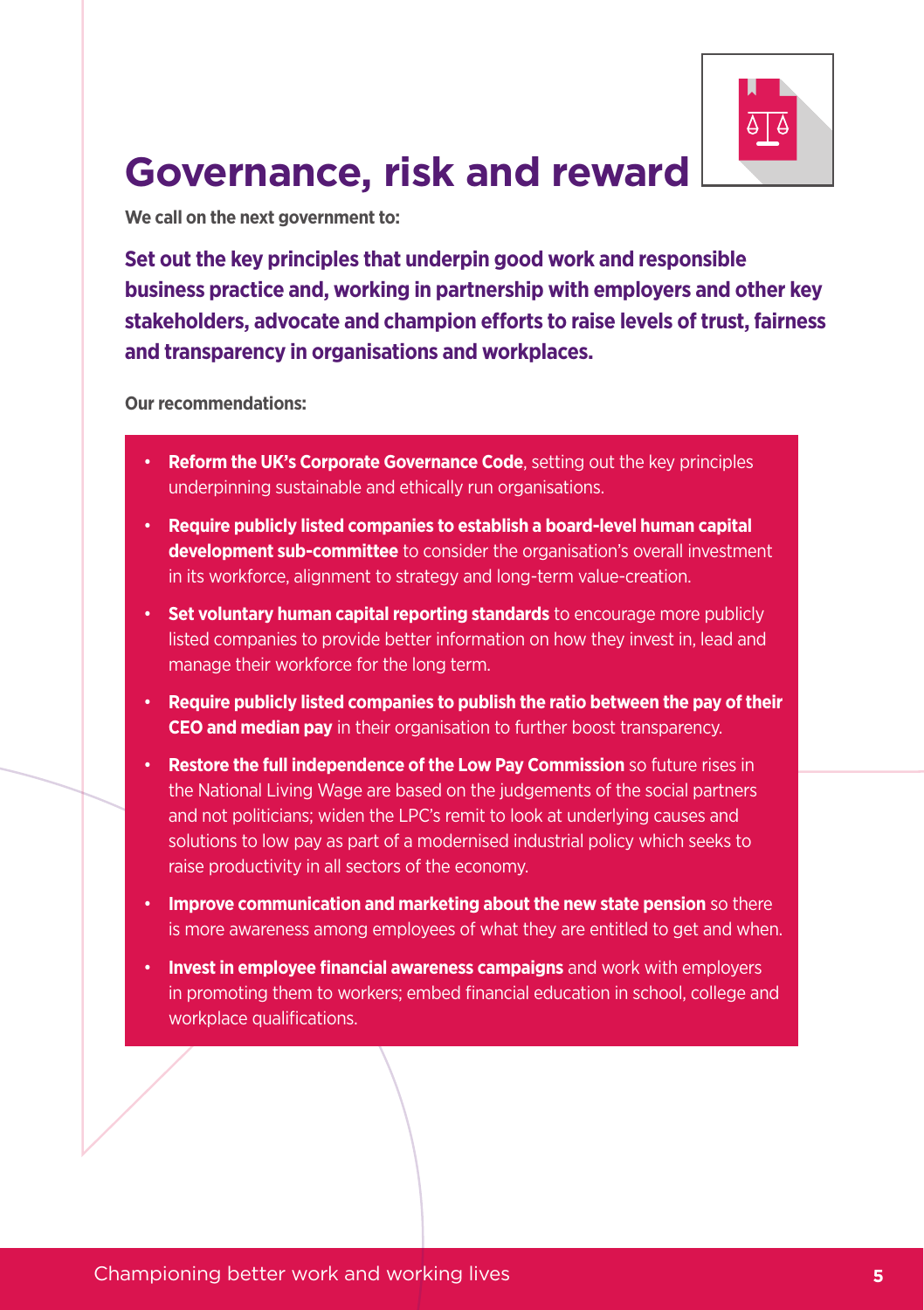# Governance, risk and reward

**We call on the next government to:**

**Set out the key principles that underpin good work and responsible business practice and, working in partnership with employers and other key stakeholders, advocate and champion efforts to raise levels of trust, fairness and transparency in organisations and workplaces.**

**Our recommendations:**

- **Reform the UK's Corporate Governance Code**, setting out the key principles underpinning sustainable and ethically run organisations.
- **Require publicly listed companies to establish a board-level human capital development sub-committee** to consider the organisation's overall investment in its workforce, alignment to strategy and long-term value-creation.
- **Set voluntary human capital reporting standards** to encourage more publicly listed companies to provide better information on how they invest in, lead and manage their workforce for the long term.
- **Require publicly listed companies to publish the ratio between the pay of their CEO and median pay** in their organisation to further boost transparency.
- **Restore the full independence of the Low Pay Commission** so future rises in the National Living Wage are based on the judgements of the social partners and not politicians; widen the LPC's remit to look at underlying causes and solutions to low pay as part of a modernised industrial policy which seeks to raise productivity in all sectors of the economy.
- **Improve communication and marketing about the new state pension** so there is more awareness among employees of what they are entitled to get and when.
- **Invest in employee financial awareness campaigns** and work with employers in promoting them to workers; embed financial education in school, college and workplace qualifications.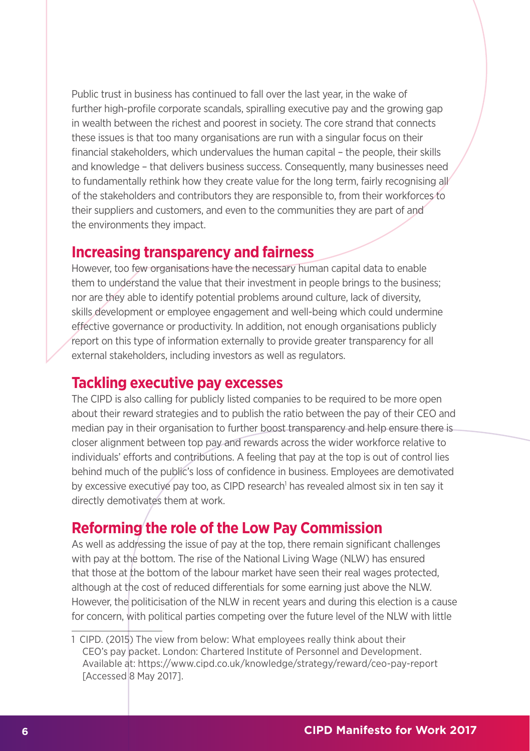Public trust in business has continued to fall over the last year, in the wake of further high-profile corporate scandals, spiralling executive pay and the growing gap in wealth between the richest and poorest in society. The core strand that connects these issues is that too many organisations are run with a singular focus on their financial stakeholders, which undervalues the human capital – the people, their skills and knowledge – that delivers business success. Consequently, many businesses need to fundamentally rethink how they create value for the long term, fairly recognising all of the stakeholders and contributors they are responsible to, from their workforces to their suppliers and customers, and even to the communities they are part of and the environments they impact.

## Increasing transparency and fairness

However, too few organisations have the necessary human capital data to enable them to understand the value that their investment in people brings to the business; nor are they able to identify potential problems around culture, lack of diversity, skills development or employee engagement and well-being which could undermine effective governance or productivity. In addition, not enough organisations publicly report on this type of information externally to provide greater transparency for all external stakeholders, including investors as well as regulators.

## Tackling executive pay excesses

The CIPD is also calling for publicly listed companies to be required to be more open about their reward strategies and to publish the ratio between the pay of their CEO and median pay in their organisation to further boost transparency and help ensure there is closer alignment between top pay and rewards across the wider workforce relative to individuals' efforts and contributions. A feeling that pay at the top is out of control lies behind much of the public's loss of confidence in business. Employees are demotivated by excessive executive pay too, as CIPD research[1] has revealed almost six in ten say it directly demotivates them at work.

## Reforming the role of the Low Pay Commission

As well as addressing the issue of pay at the top, there remain significant challenges with pay at the bottom. The rise of the National Living Wage (NLW) has ensured that those at the bottom of the labour market have seen their real wages protected, although at the cost of reduced differentials for some earning just above the NLW. However, the politicisation of the NLW in recent years and during this election is a cause for concern, with political parties competing over the future level of the NLW with little

1 CIPD. (2015) The view from below: What employees really think about their CEO's pay packet. London: Chartered Institute of Personnel and Development. Available at: https://www.cipd.co.uk/knowledge/strategy/reward/ceo-pay-report [Accessed 8 May 2017].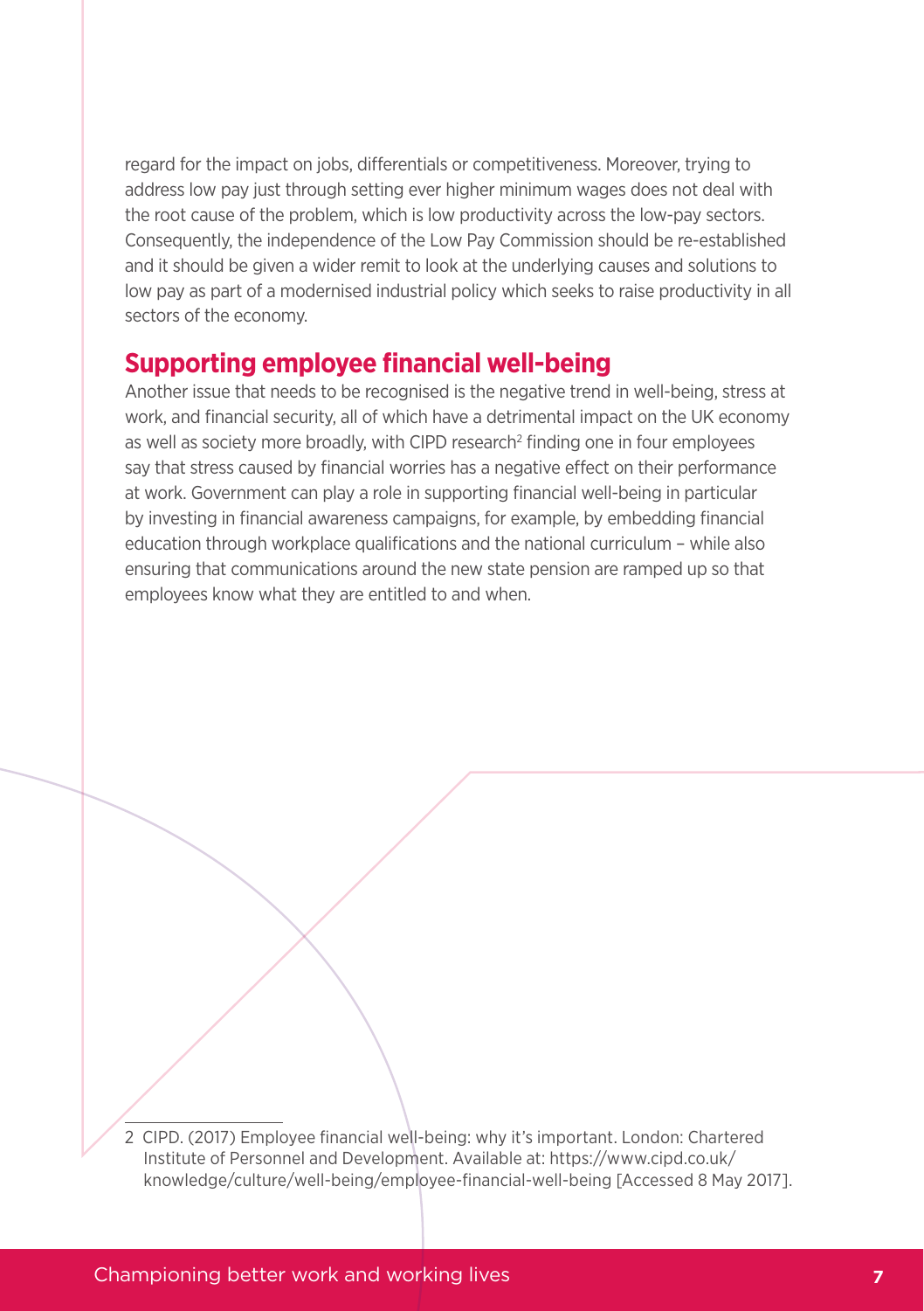regard for the impact on jobs, differentials or competitiveness. Moreover, trying to address low pay just through setting ever higher minimum wages does not deal with the root cause of the problem, which is low productivity across the low-pay sectors. Consequently, the independence of the Low Pay Commission should be re-established and it should be given a wider remit to look at the underlying causes and solutions to low pay as part of a modernised industrial policy which seeks to raise productivity in all sectors of the economy.

## Supporting employee financial well-being

Another issue that needs to be recognised is the negative trend in well-being, stress at work, and financial security, all of which have a detrimental impact on the UK economy as well as society more broadly, with CIPD research[2] finding one in four employees say that stress caused by financial worries has a negative effect on their performance at work. Government can play a role in supporting financial well-being in particular by investing in financial awareness campaigns, for example, by embedding financial education through workplace qualifications and the national curriculum – while also ensuring that communications around the new state pension are ramped up so that employees know what they are entitled to and when.

---

2 CIPD. (2017) Employee financial well-being: why it's important. London: Chartered Institute of Personnel and Development. Available at: https://www.cipd.co.uk/knowledge/culture/well-being/employee-financial-well-being [Accessed 8 May 2017].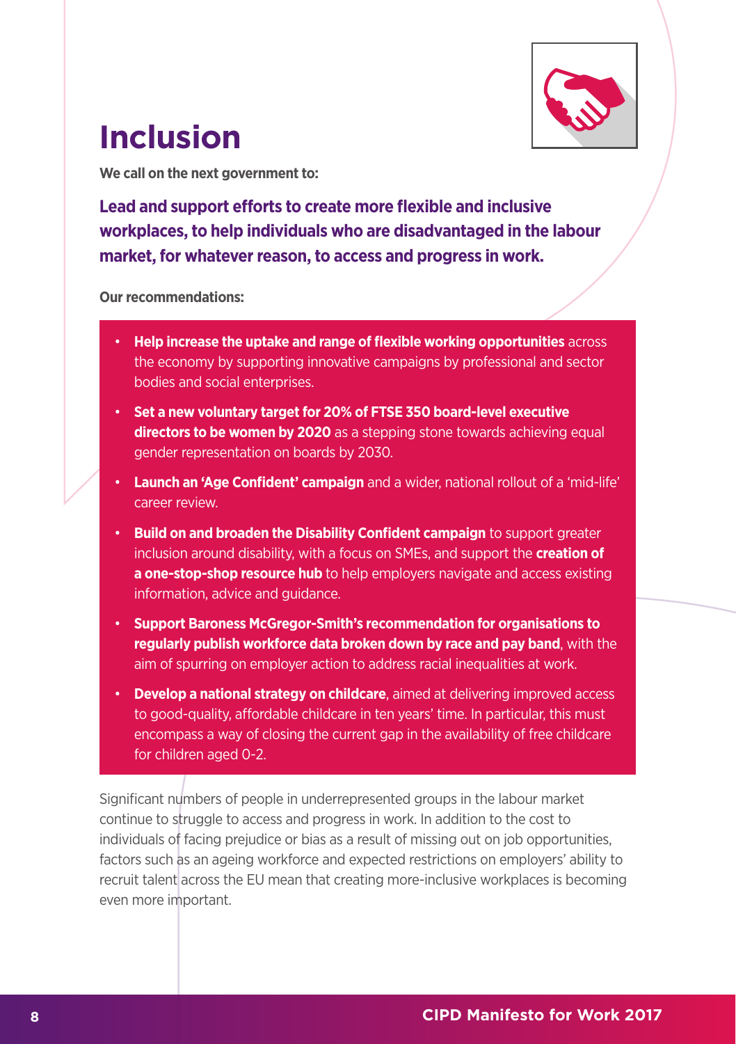# Inclusion

**We call on the next government to:**

**Lead and support efforts to create more flexible and inclusive workplaces, to help individuals who are disadvantaged in the labour market, for whatever reason, to access and progress in work.**

**Our recommendations:**

- **Help increase the uptake and range of flexible working opportunities** across the economy by supporting innovative campaigns by professional and sector bodies and social enterprises.
- **Set a new voluntary target for 20% of FTSE 350 board-level executive directors to be women by 2020** as a stepping stone towards achieving equal gender representation on boards by 2030.
- **Launch an 'Age Confident' campaign** and a wider, national rollout of a 'mid-life' career review.
- **Build on and broaden the Disability Confident campaign** to support greater inclusion around disability, with a focus on SMEs, and support the **creation of a one-stop-shop resource hub** to help employers navigate and access existing information, advice and guidance.
- **Support Baroness McGregor-Smith's recommendation for organisations to regularly publish workforce data broken down by race and pay band**, with the aim of spurring on employer action to address racial inequalities at work.
- **Develop a national strategy on childcare**, aimed at delivering improved access to good-quality, affordable childcare in ten years' time. In particular, this must encompass a way of closing the current gap in the availability of free childcare for children aged 0-2.

Significant numbers of people in underrepresented groups in the labour market continue to struggle to access and progress in work. In addition to the cost to individuals of facing prejudice or bias as a result of missing out on job opportunities, factors such as an ageing workforce and expected restrictions on employers' ability to recruit talent across the EU mean that creating more-inclusive workplaces is becoming even more important.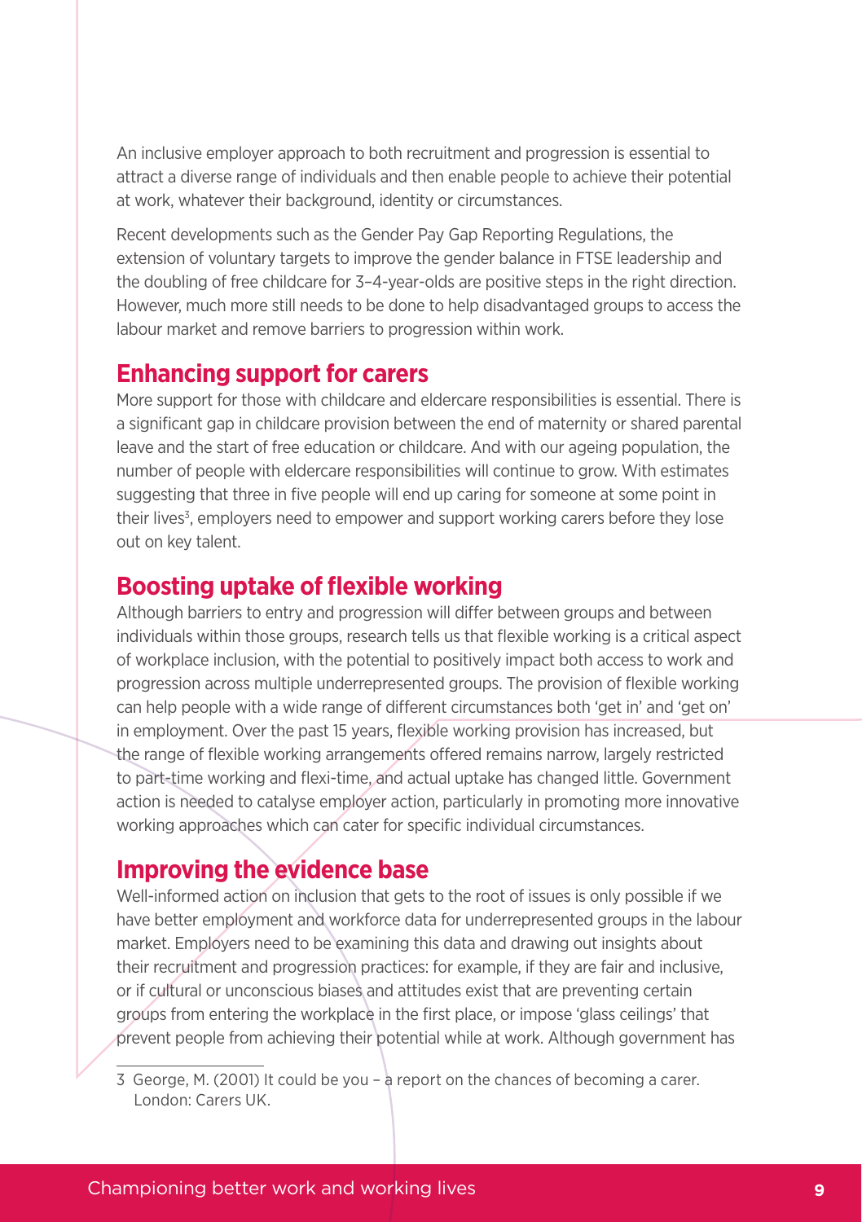An inclusive employer approach to both recruitment and progression is essential to attract a diverse range of individuals and then enable people to achieve their potential at work, whatever their background, identity or circumstances.

Recent developments such as the Gender Pay Gap Reporting Regulations, the extension of voluntary targets to improve the gender balance in FTSE leadership and the doubling of free childcare for 3–4-year-olds are positive steps in the right direction. However, much more still needs to be done to help disadvantaged groups to access the labour market and remove barriers to progression within work.

## Enhancing support for carers

More support for those with childcare and eldercare responsibilities is essential. There is a significant gap in childcare provision between the end of maternity or shared parental leave and the start of free education or childcare. And with our ageing population, the number of people with eldercare responsibilities will continue to grow. With estimates suggesting that three in five people will end up caring for someone at some point in their lives[3], employers need to empower and support working carers before they lose out on key talent.

## Boosting uptake of flexible working

Although barriers to entry and progression will differ between groups and between individuals within those groups, research tells us that flexible working is a critical aspect of workplace inclusion, with the potential to positively impact both access to work and progression across multiple underrepresented groups. The provision of flexible working can help people with a wide range of different circumstances both 'get in' and 'get on' in employment. Over the past 15 years, flexible working provision has increased, but the range of flexible working arrangements offered remains narrow, largely restricted to part-time working and flexi-time, and actual uptake has changed little. Government action is needed to catalyse employer action, particularly in promoting more innovative working approaches which can cater for specific individual circumstances.

## Improving the evidence base

Well-informed action on inclusion that gets to the root of issues is only possible if we have better employment and workforce data for underrepresented groups in the labour market. Employers need to be examining this data and drawing out insights about their recruitment and progression practices: for example, if they are fair and inclusive, or if cultural or unconscious biases and attitudes exist that are preventing certain groups from entering the workplace in the first place, or impose 'glass ceilings' that prevent people from achieving their potential while at work. Although government has

3 George, M. (2001) It could be you – a report on the chances of becoming a carer. London: Carers UK.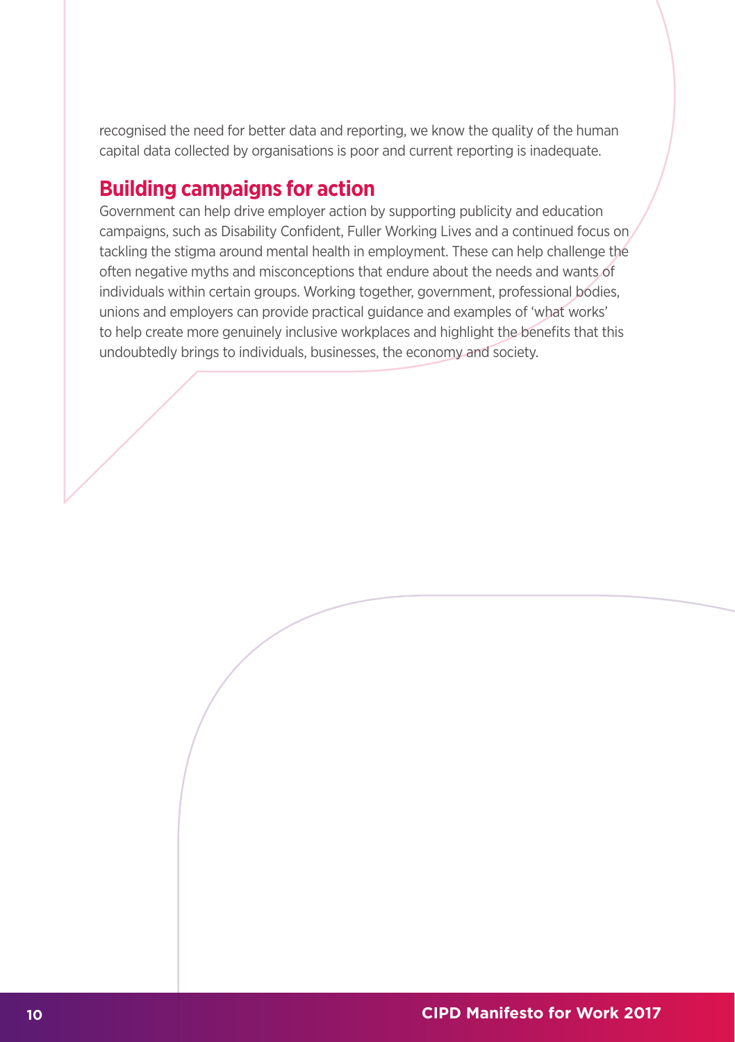recognised the need for better data and reporting, we know the quality of the human capital data collected by organisations is poor and current reporting is inadequate.

## Building campaigns for action

Government can help drive employer action by supporting publicity and education campaigns, such as Disability Confident, Fuller Working Lives and a continued focus on tackling the stigma around mental health in employment. These can help challenge the often negative myths and misconceptions that endure about the needs and wants of individuals within certain groups. Working together, government, professional bodies, unions and employers can provide practical guidance and examples of 'what works' to help create more genuinely inclusive workplaces and highlight the benefits that this undoubtedly brings to individuals, businesses, the economy and society.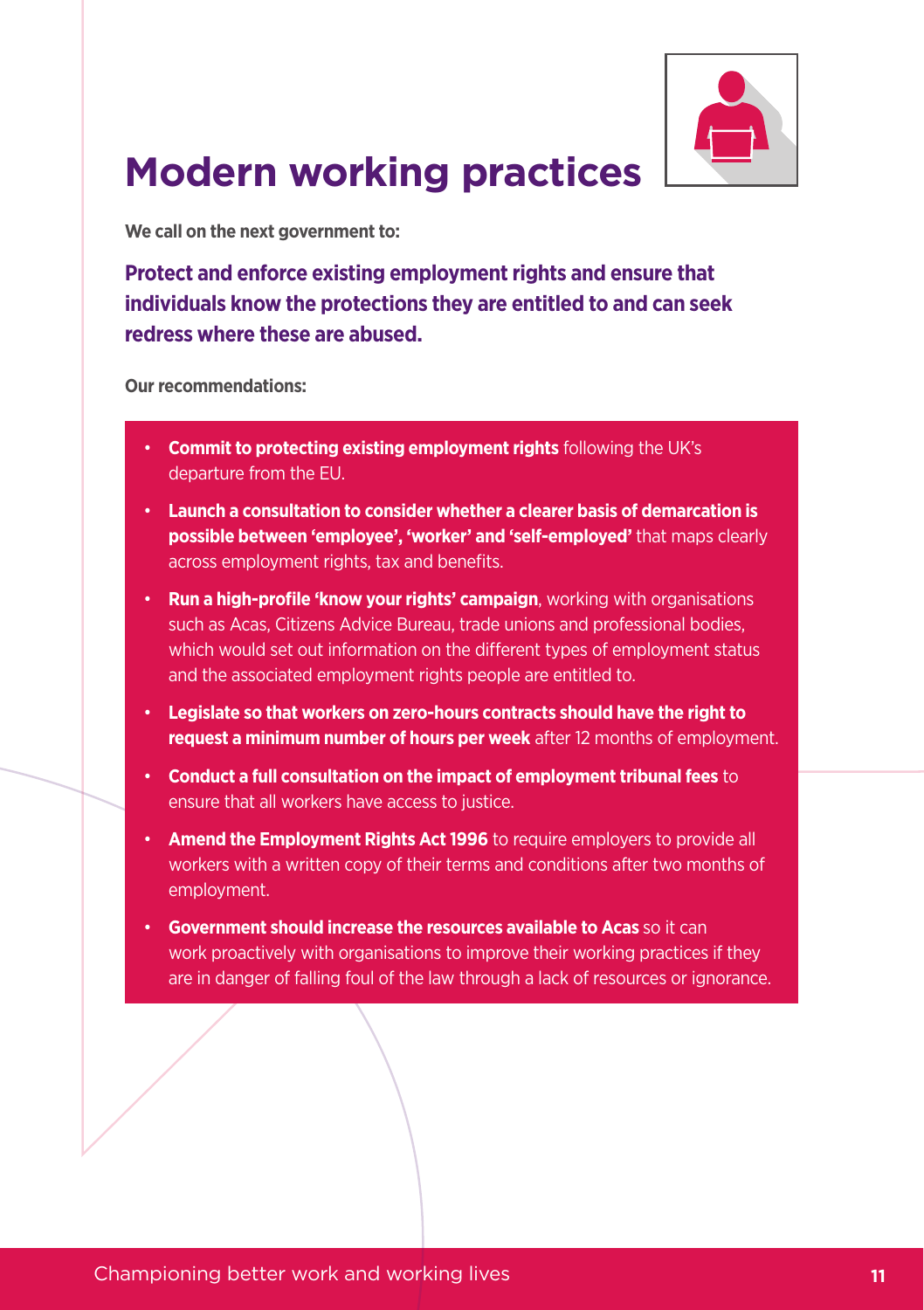# Modern working practices

**We call on the next government to:**

**Protect and enforce existing employment rights and ensure that individuals know the protections they are entitled to and can seek redress where these are abused.**

**Our recommendations:**

- **Commit to protecting existing employment rights** following the UK's departure from the EU.
- **Launch a consultation to consider whether a clearer basis of demarcation is possible between 'employee', 'worker' and 'self-employed'** that maps clearly across employment rights, tax and benefits.
- **Run a high-profile 'know your rights' campaign**, working with organisations such as Acas, Citizens Advice Bureau, trade unions and professional bodies, which would set out information on the different types of employment status and the associated employment rights people are entitled to.
- **Legislate so that workers on zero-hours contracts should have the right to request a minimum number of hours per week** after 12 months of employment.
- **Conduct a full consultation on the impact of employment tribunal fees** to ensure that all workers have access to justice.
- **Amend the Employment Rights Act 1996** to require employers to provide all workers with a written copy of their terms and conditions after two months of employment.
- **Government should increase the resources available to Acas** so it can work proactively with organisations to improve their working practices if they are in danger of falling foul of the law through a lack of resources or ignorance.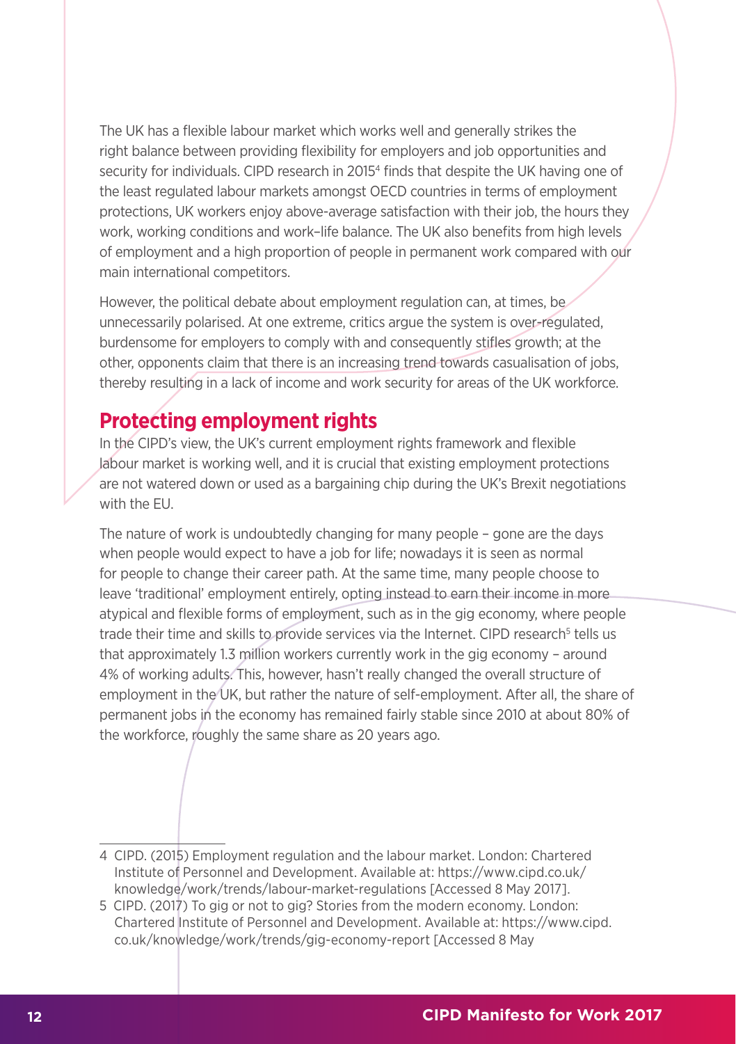The UK has a flexible labour market which works well and generally strikes the right balance between providing flexibility for employers and job opportunities and security for individuals. CIPD research in 2015[4] finds that despite the UK having one of the least regulated labour markets amongst OECD countries in terms of employment protections, UK workers enjoy above-average satisfaction with their job, the hours they work, working conditions and work–life balance. The UK also benefits from high levels of employment and a high proportion of people in permanent work compared with our main international competitors.

However, the political debate about employment regulation can, at times, be unnecessarily polarised. At one extreme, critics argue the system is over-regulated, burdensome for employers to comply with and consequently stifles growth; at the other, opponents claim that there is an increasing trend towards casualisation of jobs, thereby resulting in a lack of income and work security for areas of the UK workforce.

## Protecting employment rights

In the CIPD's view, the UK's current employment rights framework and flexible labour market is working well, and it is crucial that existing employment protections are not watered down or used as a bargaining chip during the UK's Brexit negotiations with the EU.

The nature of work is undoubtedly changing for many people – gone are the days when people would expect to have a job for life; nowadays it is seen as normal for people to change their career path. At the same time, many people choose to leave 'traditional' employment entirely, opting instead to earn their income in more atypical and flexible forms of employment, such as in the gig economy, where people trade their time and skills to provide services via the Internet. CIPD research[5] tells us that approximately 1.3 million workers currently work in the gig economy – around 4% of working adults. This, however, hasn't really changed the overall structure of employment in the UK, but rather the nature of self-employment. After all, the share of permanent jobs in the economy has remained fairly stable since 2010 at about 80% of the workforce, roughly the same share as 20 years ago.

---

4 CIPD. (2015) Employment regulation and the labour market. London: Chartered Institute of Personnel and Development. Available at: https://www.cipd.co.uk/knowledge/work/trends/labour-market-regulations [Accessed 8 May 2017].

5 CIPD. (2017) To gig or not to gig? Stories from the modern economy. London: Chartered Institute of Personnel and Development. Available at: https://www.cipd.co.uk/knowledge/work/trends/gig-economy-report [Accessed 8 May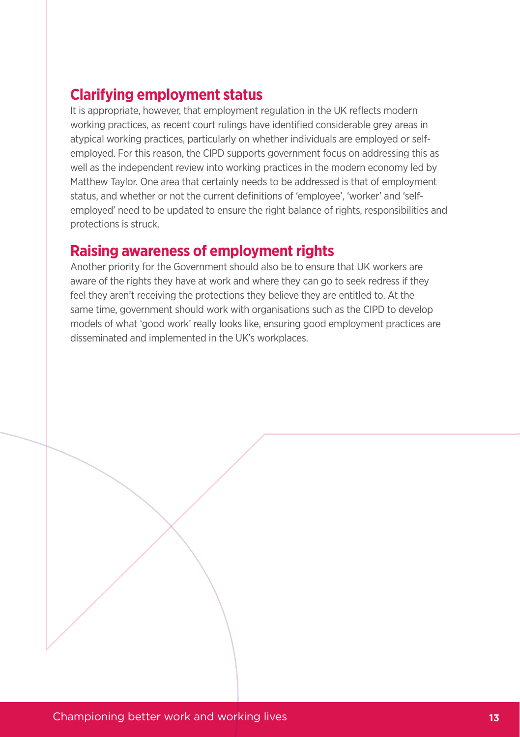## Clarifying employment status

It is appropriate, however, that employment regulation in the UK reflects modern working practices, as recent court rulings have identified considerable grey areas in atypical working practices, particularly on whether individuals are employed or self-employed. For this reason, the CIPD supports government focus on addressing this as well as the independent review into working practices in the modern economy led by Matthew Taylor. One area that certainly needs to be addressed is that of employment status, and whether or not the current definitions of 'employee', 'worker' and 'self-employed' need to be updated to ensure the right balance of rights, responsibilities and protections is struck.

## Raising awareness of employment rights

Another priority for the Government should also be to ensure that UK workers are aware of the rights they have at work and where they can go to seek redress if they feel they aren't receiving the protections they believe they are entitled to. At the same time, government should work with organisations such as the CIPD to develop models of what 'good work' really looks like, ensuring good employment practices are disseminated and implemented in the UK's workplaces.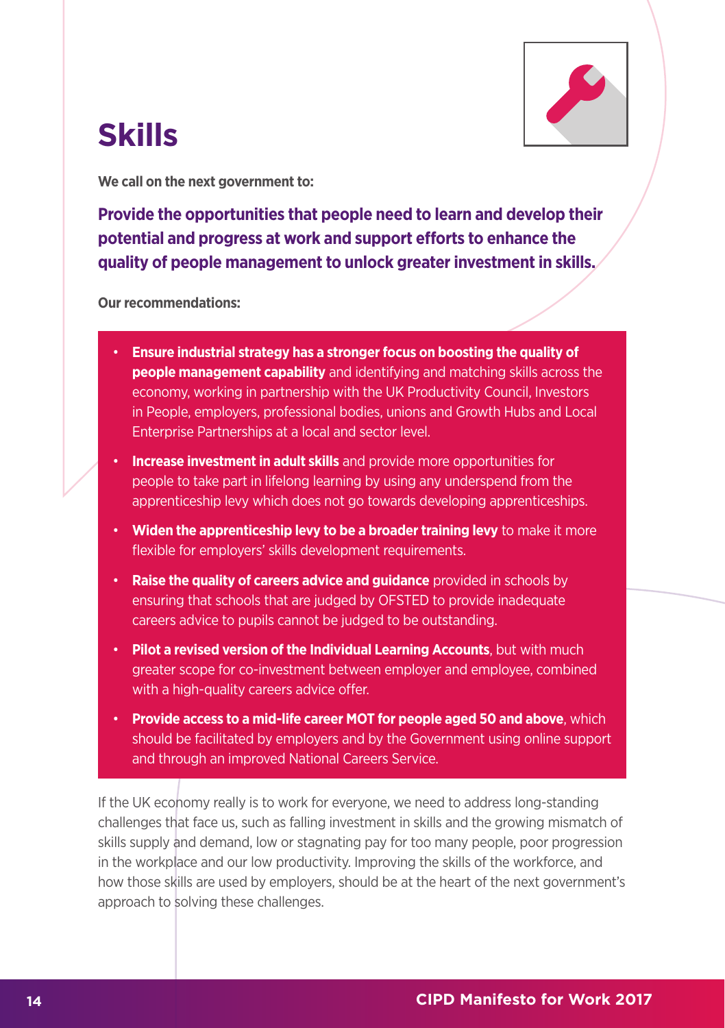# Skills

**We call on the next government to:**

**Provide the opportunities that people need to learn and develop their potential and progress at work and support efforts to enhance the quality of people management to unlock greater investment in skills.**

**Our recommendations:**

- **Ensure industrial strategy has a stronger focus on boosting the quality of people management capability** and identifying and matching skills across the economy, working in partnership with the UK Productivity Council, Investors in People, employers, professional bodies, unions and Growth Hubs and Local Enterprise Partnerships at a local and sector level.
- **Increase investment in adult skills** and provide more opportunities for people to take part in lifelong learning by using any underspend from the apprenticeship levy which does not go towards developing apprenticeships.
- **Widen the apprenticeship levy to be a broader training levy** to make it more flexible for employers' skills development requirements.
- **Raise the quality of careers advice and guidance** provided in schools by ensuring that schools that are judged by OFSTED to provide inadequate careers advice to pupils cannot be judged to be outstanding.
- **Pilot a revised version of the Individual Learning Accounts**, but with much greater scope for co-investment between employer and employee, combined with a high-quality careers advice offer.
- **Provide access to a mid-life career MOT for people aged 50 and above**, which should be facilitated by employers and by the Government using online support and through an improved National Careers Service.

If the UK economy really is to work for everyone, we need to address long-standing challenges that face us, such as falling investment in skills and the growing mismatch of skills supply and demand, low or stagnating pay for too many people, poor progression in the workplace and our low productivity. Improving the skills of the workforce, and how those skills are used by employers, should be at the heart of the next government's approach to solving these challenges.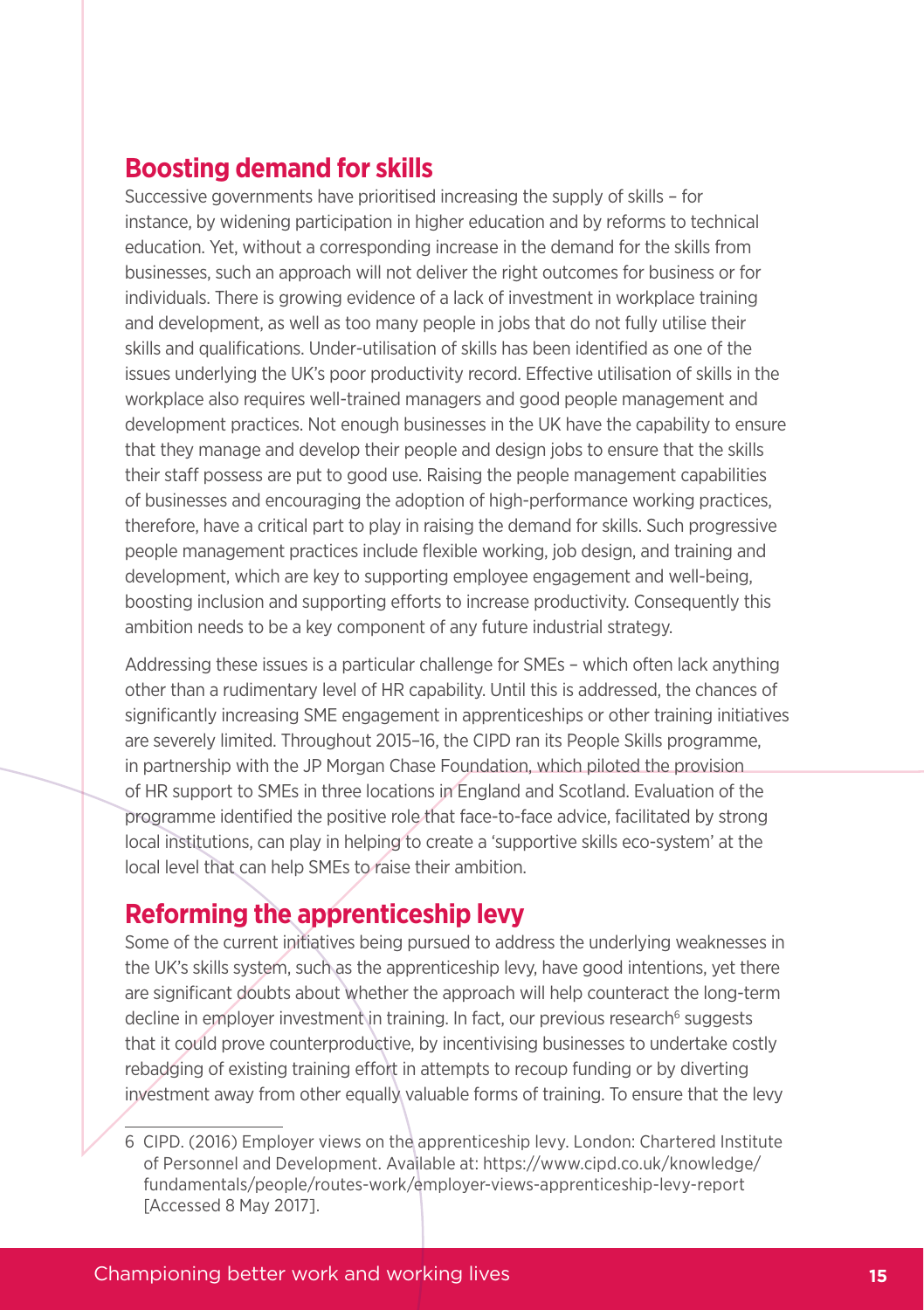## Boosting demand for skills

Successive governments have prioritised increasing the supply of skills – for instance, by widening participation in higher education and by reforms to technical education. Yet, without a corresponding increase in the demand for the skills from businesses, such an approach will not deliver the right outcomes for business or for individuals. There is growing evidence of a lack of investment in workplace training and development, as well as too many people in jobs that do not fully utilise their skills and qualifications. Under-utilisation of skills has been identified as one of the issues underlying the UK's poor productivity record. Effective utilisation of skills in the workplace also requires well-trained managers and good people management and development practices. Not enough businesses in the UK have the capability to ensure that they manage and develop their people and design jobs to ensure that the skills their staff possess are put to good use. Raising the people management capabilities of businesses and encouraging the adoption of high-performance working practices, therefore, have a critical part to play in raising the demand for skills. Such progressive people management practices include flexible working, job design, and training and development, which are key to supporting employee engagement and well-being, boosting inclusion and supporting efforts to increase productivity. Consequently this ambition needs to be a key component of any future industrial strategy.

Addressing these issues is a particular challenge for SMEs – which often lack anything other than a rudimentary level of HR capability. Until this is addressed, the chances of significantly increasing SME engagement in apprenticeships or other training initiatives are severely limited. Throughout 2015–16, the CIPD ran its People Skills programme, in partnership with the JP Morgan Chase Foundation, which piloted the provision of HR support to SMEs in three locations in England and Scotland. Evaluation of the programme identified the positive role that face-to-face advice, facilitated by strong local institutions, can play in helping to create a 'supportive skills eco-system' at the local level that can help SMEs to raise their ambition.

## Reforming the apprenticeship levy

Some of the current initiatives being pursued to address the underlying weaknesses in the UK's skills system, such as the apprenticeship levy, have good intentions, yet there are significant doubts about whether the approach will help counteract the long-term decline in employer investment in training. In fact, our previous research[6] suggests that it could prove counterproductive, by incentivising businesses to undertake costly rebadging of existing training effort in attempts to recoup funding or by diverting investment away from other equally valuable forms of training. To ensure that the levy

---

6 CIPD. (2016) Employer views on the apprenticeship levy. London: Chartered Institute of Personnel and Development. Available at: https://www.cipd.co.uk/knowledge/fundamentals/people/routes-work/employer-views-apprenticeship-levy-report [Accessed 8 May 2017].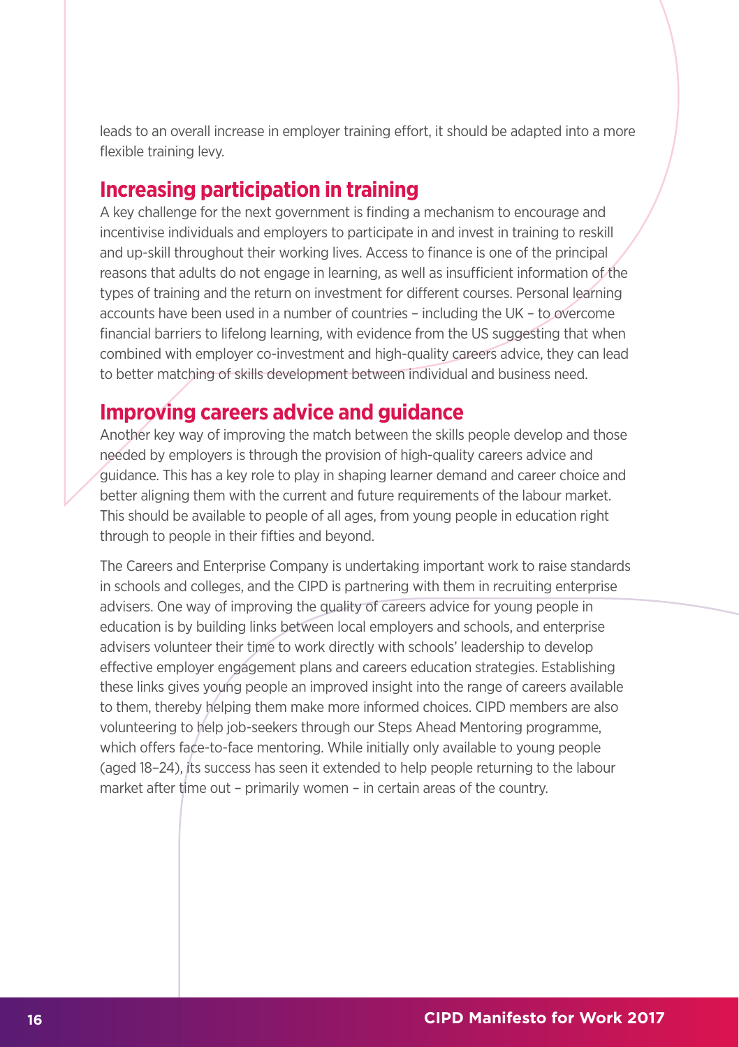leads to an overall increase in employer training effort, it should be adapted into a more flexible training levy.

## Increasing participation in training

A key challenge for the next government is finding a mechanism to encourage and incentivise individuals and employers to participate in and invest in training to reskill and up-skill throughout their working lives. Access to finance is one of the principal reasons that adults do not engage in learning, as well as insufficient information of the types of training and the return on investment for different courses. Personal learning accounts have been used in a number of countries – including the UK – to overcome financial barriers to lifelong learning, with evidence from the US suggesting that when combined with employer co-investment and high-quality careers advice, they can lead to better matching of skills development between individual and business need.

## Improving careers advice and guidance

Another key way of improving the match between the skills people develop and those needed by employers is through the provision of high-quality careers advice and guidance. This has a key role to play in shaping learner demand and career choice and better aligning them with the current and future requirements of the labour market. This should be available to people of all ages, from young people in education right through to people in their fifties and beyond.

The Careers and Enterprise Company is undertaking important work to raise standards in schools and colleges, and the CIPD is partnering with them in recruiting enterprise advisers. One way of improving the quality of careers advice for young people in education is by building links between local employers and schools, and enterprise advisers volunteer their time to work directly with schools' leadership to develop effective employer engagement plans and careers education strategies. Establishing these links gives young people an improved insight into the range of careers available to them, thereby helping them make more informed choices. CIPD members are also volunteering to help job-seekers through our Steps Ahead Mentoring programme, which offers face-to-face mentoring. While initially only available to young people (aged 18–24), its success has seen it extended to help people returning to the labour market after time out – primarily women – in certain areas of the country.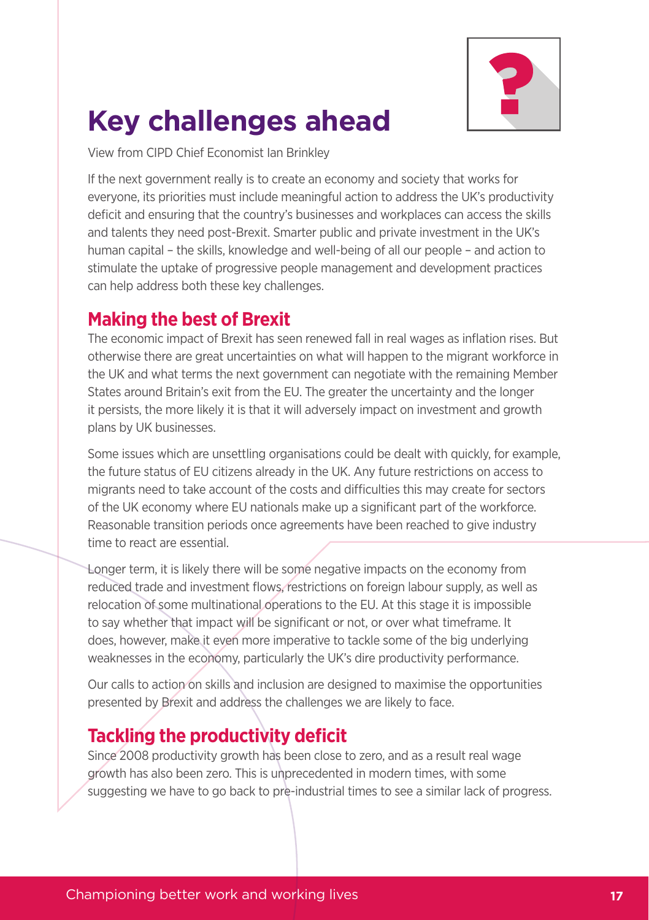# Key challenges ahead

View from CIPD Chief Economist Ian Brinkley

If the next government really is to create an economy and society that works for everyone, its priorities must include meaningful action to address the UK's productivity deficit and ensuring that the country's businesses and workplaces can access the skills and talents they need post-Brexit. Smarter public and private investment in the UK's human capital – the skills, knowledge and well-being of all our people – and action to stimulate the uptake of progressive people management and development practices can help address both these key challenges.

## Making the best of Brexit

The economic impact of Brexit has seen renewed fall in real wages as inflation rises. But otherwise there are great uncertainties on what will happen to the migrant workforce in the UK and what terms the next government can negotiate with the remaining Member States around Britain's exit from the EU. The greater the uncertainty and the longer it persists, the more likely it is that it will adversely impact on investment and growth plans by UK businesses.

Some issues which are unsettling organisations could be dealt with quickly, for example, the future status of EU citizens already in the UK. Any future restrictions on access to migrants need to take account of the costs and difficulties this may create for sectors of the UK economy where EU nationals make up a significant part of the workforce. Reasonable transition periods once agreements have been reached to give industry time to react are essential.

Longer term, it is likely there will be some negative impacts on the economy from reduced trade and investment flows, restrictions on foreign labour supply, as well as relocation of some multinational operations to the EU. At this stage it is impossible to say whether that impact will be significant or not, or over what timeframe. It does, however, make it even more imperative to tackle some of the big underlying weaknesses in the economy, particularly the UK's dire productivity performance.

Our calls to action on skills and inclusion are designed to maximise the opportunities presented by Brexit and address the challenges we are likely to face.

## Tackling the productivity deficit

Since 2008 productivity growth has been close to zero, and as a result real wage growth has also been zero. This is unprecedented in modern times, with some suggesting we have to go back to pre-industrial times to see a similar lack of progress.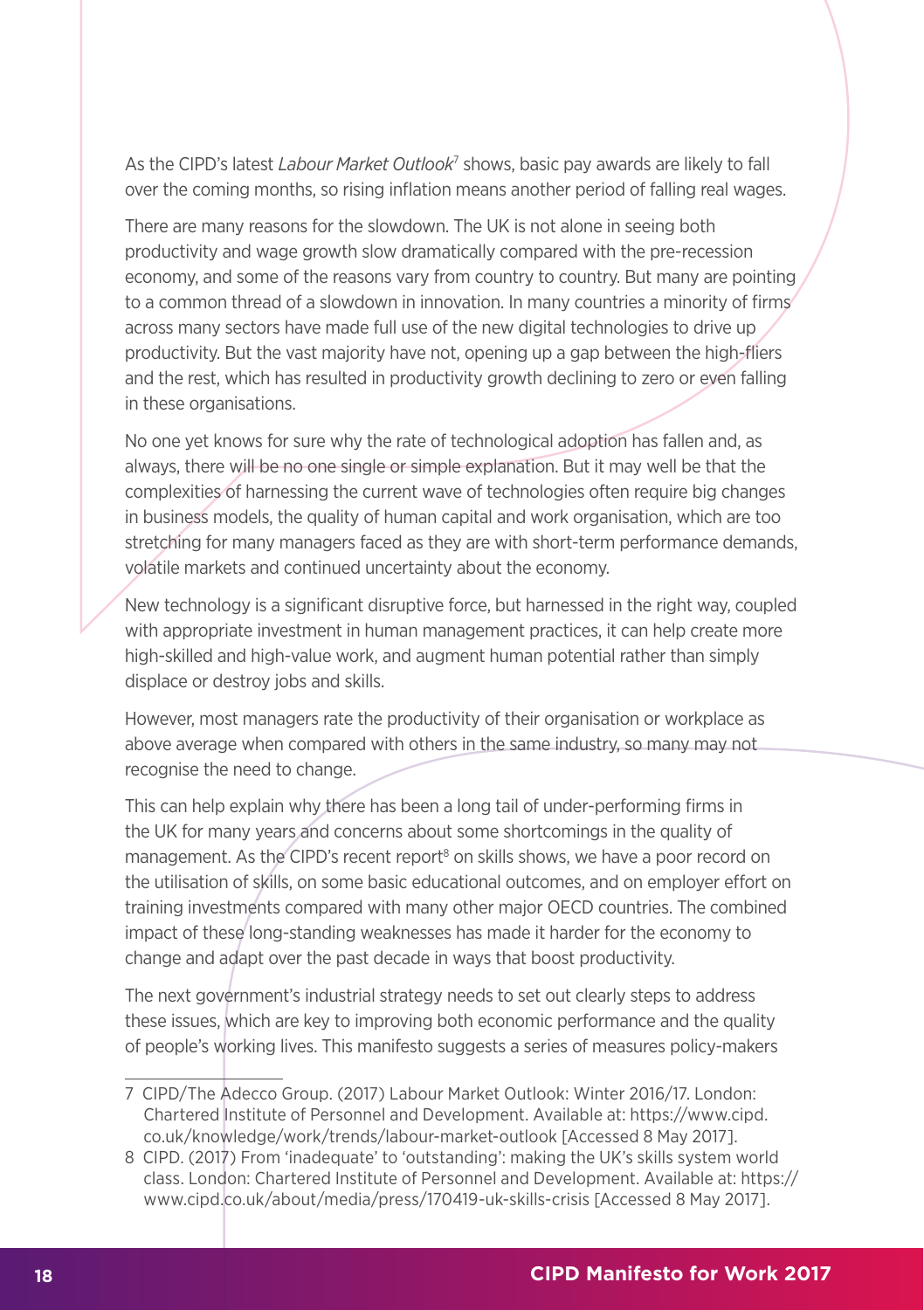As the CIPD's latest *Labour Market Outlook*[7] shows, basic pay awards are likely to fall over the coming months, so rising inflation means another period of falling real wages.

There are many reasons for the slowdown. The UK is not alone in seeing both productivity and wage growth slow dramatically compared with the pre-recession economy, and some of the reasons vary from country to country. But many are pointing to a common thread of a slowdown in innovation. In many countries a minority of firms across many sectors have made full use of the new digital technologies to drive up productivity. But the vast majority have not, opening up a gap between the high-fliers and the rest, which has resulted in productivity growth declining to zero or even falling in these organisations.

No one yet knows for sure why the rate of technological adoption has fallen and, as always, there will be no one single or simple explanation. But it may well be that the complexities of harnessing the current wave of technologies often require big changes in business models, the quality of human capital and work organisation, which are too stretching for many managers faced as they are with short-term performance demands, volatile markets and continued uncertainty about the economy.

New technology is a significant disruptive force, but harnessed in the right way, coupled with appropriate investment in human management practices, it can help create more high-skilled and high-value work, and augment human potential rather than simply displace or destroy jobs and skills.

However, most managers rate the productivity of their organisation or workplace as above average when compared with others in the same industry, so many may not recognise the need to change.

This can help explain why there has been a long tail of under-performing firms in the UK for many years and concerns about some shortcomings in the quality of management. As the CIPD's recent report[8] on skills shows, we have a poor record on the utilisation of skills, on some basic educational outcomes, and on employer effort on training investments compared with many other major OECD countries. The combined impact of these long-standing weaknesses has made it harder for the economy to change and adapt over the past decade in ways that boost productivity.

The next government's industrial strategy needs to set out clearly steps to address these issues, which are key to improving both economic performance and the quality of people's working lives. This manifesto suggests a series of measures policy-makers

---

7 CIPD/The Adecco Group. (2017) Labour Market Outlook: Winter 2016/17. London: Chartered Institute of Personnel and Development. Available at: https://www.cipd.co.uk/knowledge/work/trends/labour-market-outlook [Accessed 8 May 2017].

8 CIPD. (2017) From 'inadequate' to 'outstanding': making the UK's skills system world class. London: Chartered Institute of Personnel and Development. Available at: https://www.cipd.co.uk/about/media/press/170419-uk-skills-crisis [Accessed 8 May 2017].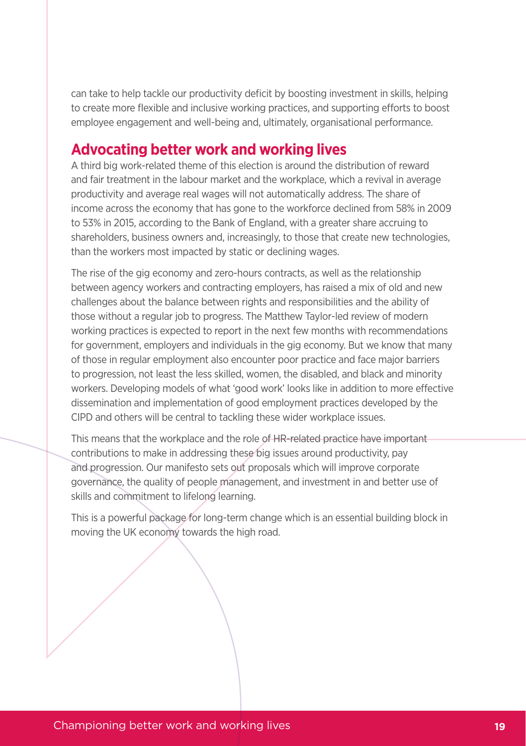can take to help tackle our productivity deficit by boosting investment in skills, helping to create more flexible and inclusive working practices, and supporting efforts to boost employee engagement and well-being and, ultimately, organisational performance.

## Advocating better work and working lives

A third big work-related theme of this election is around the distribution of reward and fair treatment in the labour market and the workplace, which a revival in average productivity and average real wages will not automatically address. The share of income across the economy that has gone to the workforce declined from 58% in 2009 to 53% in 2015, according to the Bank of England, with a greater share accruing to shareholders, business owners and, increasingly, to those that create new technologies, than the workers most impacted by static or declining wages.

The rise of the gig economy and zero-hours contracts, as well as the relationship between agency workers and contracting employers, has raised a mix of old and new challenges about the balance between rights and responsibilities and the ability of those without a regular job to progress. The Matthew Taylor-led review of modern working practices is expected to report in the next few months with recommendations for government, employers and individuals in the gig economy. But we know that many of those in regular employment also encounter poor practice and face major barriers to progression, not least the less skilled, women, the disabled, and black and minority workers. Developing models of what 'good work' looks like in addition to more effective dissemination and implementation of good employment practices developed by the CIPD and others will be central to tackling these wider workplace issues.

This means that the workplace and the role of HR-related practice have important contributions to make in addressing these big issues around productivity, pay and progression. Our manifesto sets out proposals which will improve corporate governance, the quality of people management, and investment in and better use of skills and commitment to lifelong learning.

This is a powerful package for long-term change which is an essential building block in moving the UK economy towards the high road.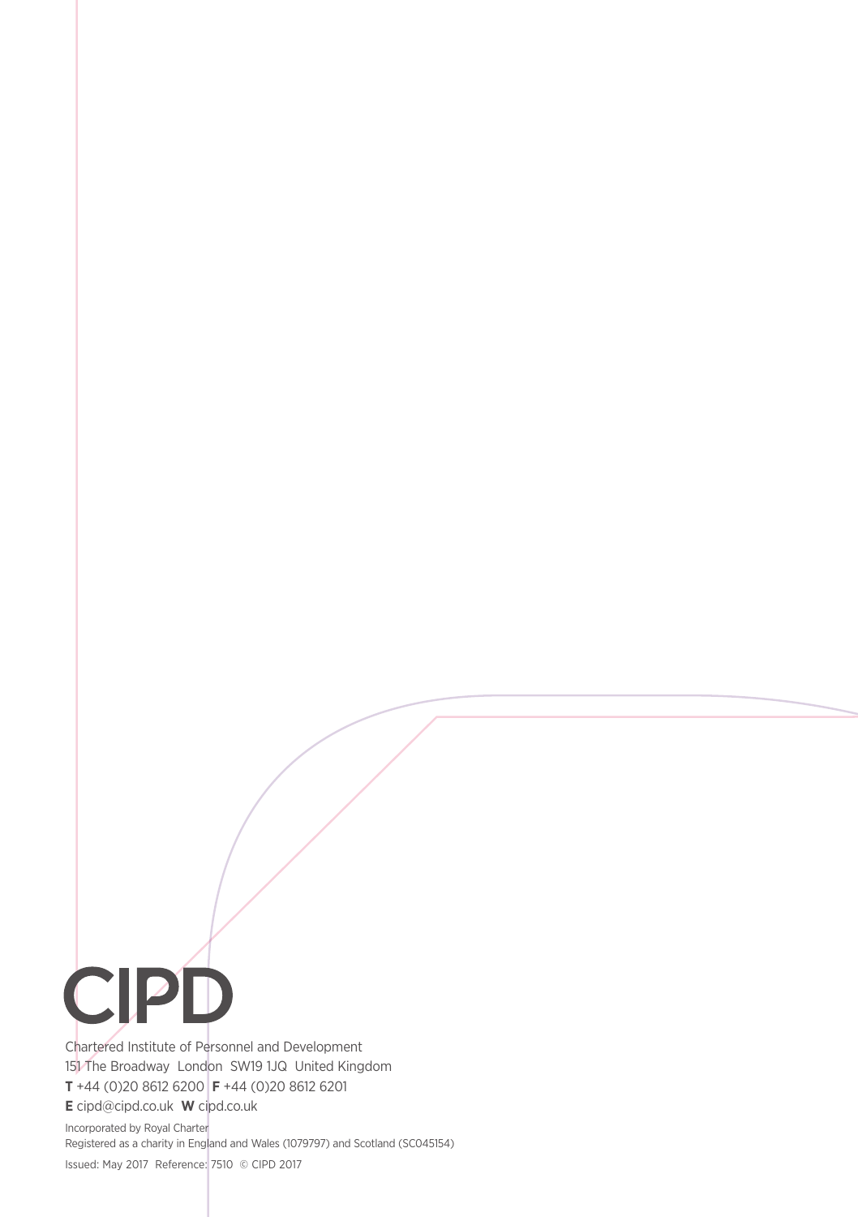CIPD

Chartered Institute of Personnel and Development
151 The Broadway London SW19 1JQ United Kingdom
**T** +44 (0)20 8612 6200 **F** +44 (0)20 8612 6201
**E** cipd@cipd.co.uk **W** cipd.co.uk

Incorporated by Royal Charter
Registered as a charity in England and Wales (1079797) and Scotland (SC045154)

Issued: May 2017 Reference: 7510 © CIPD 2017